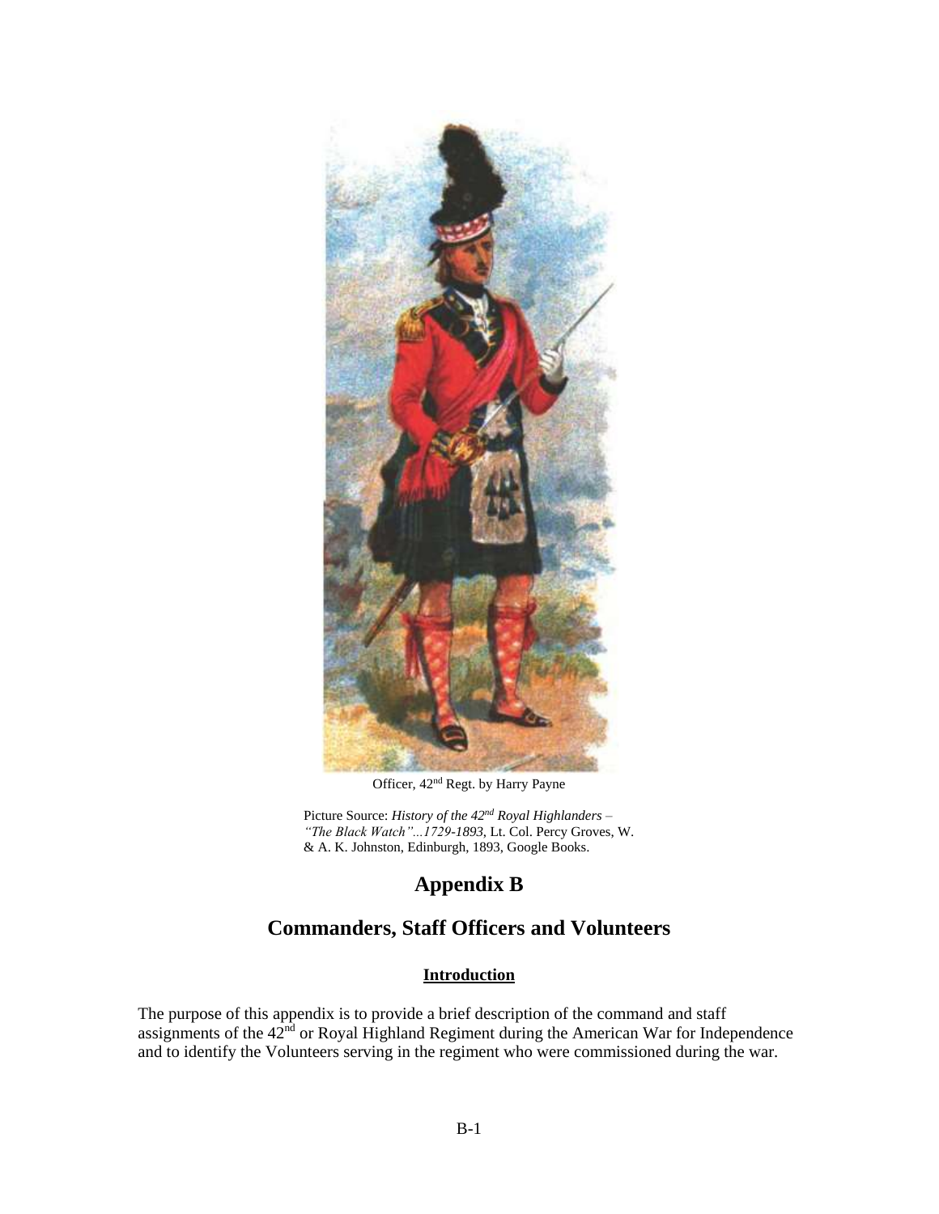Officer, 42nd Regt. by Harry Payne

Picture Source: *History of the 42nd Royal Highlanders – "The Black Watch"...1729-1893*, Lt. Col. Percy Groves, W. & A. K. Johnston, Edinburgh, 1893, Google Books.

# Appendix B

## Commanders, Staff Officers and Volunteers

### Introduction

The purpose of this appendix is to provide a brief description of the command and staff assignments of the 42nd or Royal Highland Regiment during the American War for Independence and to identify the Volunteers serving in the regiment who were commissioned during the war.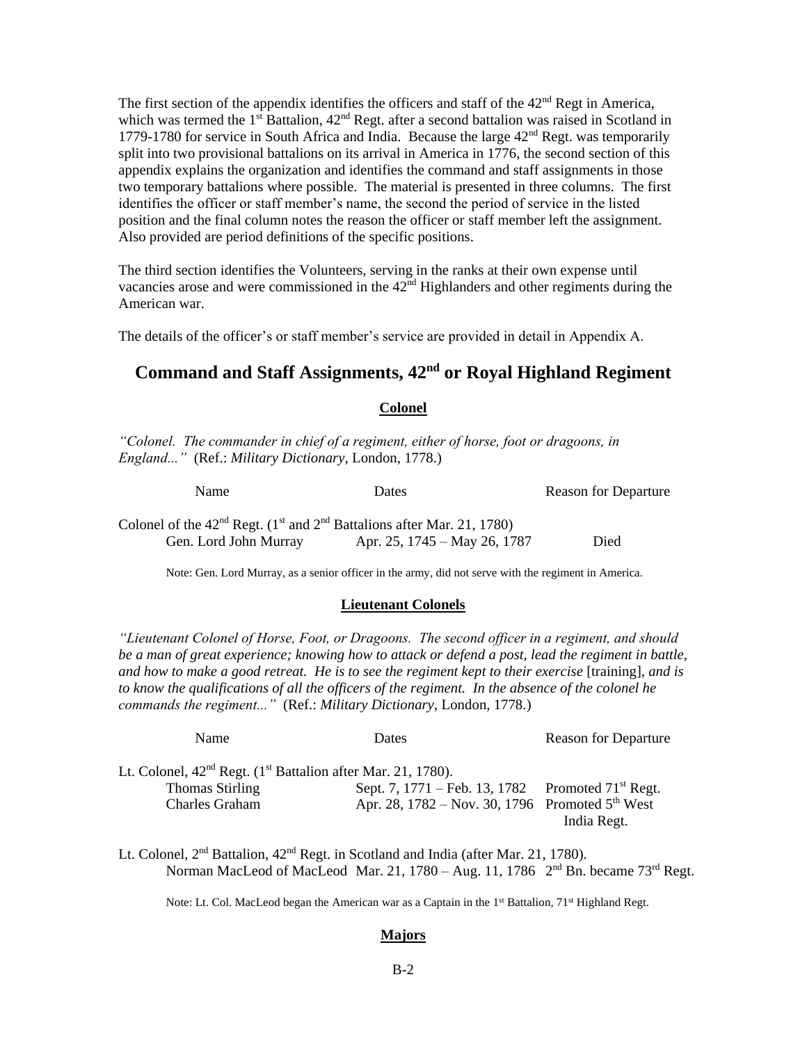The first section of the appendix identifies the officers and staff of the 42nd Regt in America, which was termed the 1st Battalion, 42nd Regt. after a second battalion was raised in Scotland in 1779-1780 for service in South Africa and India. Because the large 42nd Regt. was temporarily split into two provisional battalions on its arrival in America in 1776, the second section of this appendix explains the organization and identifies the command and staff assignments in those two temporary battalions where possible. The material is presented in three columns. The first identifies the officer or staff member's name, the second the period of service in the listed position and the final column notes the reason the officer or staff member left the assignment. Also provided are period definitions of the specific positions.

The third section identifies the Volunteers, serving in the ranks at their own expense until vacancies arose and were commissioned in the 42nd Highlanders and other regiments during the American war.

The details of the officer's or staff member's service are provided in detail in Appendix A.

## Command and Staff Assignments, 42nd or Royal Highland Regiment

### Colonel

*"Colonel. The commander in chief of a regiment, either of horse, foot or dragoons, in England..."* (Ref.: *Military Dictionary*, London, 1778.)

| Name | Dates | Reason for Departure |
|---|---|---|
| Colonel of the 42nd Regt. (1st and 2nd Battalions after Mar. 21, 1780) | | |
| Gen. Lord John Murray | Apr. 25, 1745 – May 26, 1787 | Died |

Note: Gen. Lord Murray, as a senior officer in the army, did not serve with the regiment in America.

### Lieutenant Colonels

*"Lieutenant Colonel of Horse, Foot, or Dragoons. The second officer in a regiment, and should be a man of great experience; knowing how to attack or defend a post, lead the regiment in battle, and how to make a good retreat. He is to see the regiment kept to their exercise* [training], *and is to know the qualifications of all the officers of the regiment. In the absence of the colonel he commands the regiment..."* (Ref.: *Military Dictionary*, London, 1778.)

| Name | Dates | Reason for Departure |
|---|---|---|
| Lt. Colonel, 42nd Regt. (1st Battalion after Mar. 21, 1780). | | |
| Thomas Stirling | Sept. 7, 1771 – Feb. 13, 1782 | Promoted 71st Regt. |
| Charles Graham | Apr. 28, 1782 – Nov. 30, 1796 | Promoted 5th West India Regt. |
| Lt. Colonel, 2nd Battalion, 42nd Regt. in Scotland and India (after Mar. 21, 1780). | | |
| Norman MacLeod of MacLeod | Mar. 21, 1780 – Aug. 11, 1786 | 2nd Bn. became 73rd Regt. |

Note: Lt. Col. MacLeod began the American war as a Captain in the 1st Battalion, 71st Highland Regt.

### Majors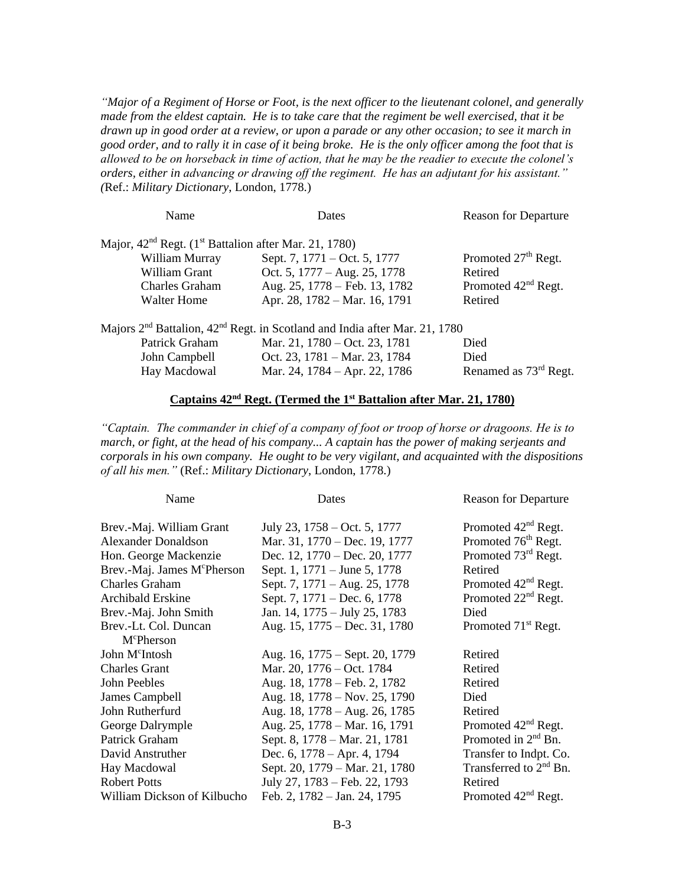*"Major of a Regiment of Horse or Foot, is the next officer to the lieutenant colonel, and generally made from the eldest captain. He is to take care that the regiment be well exercised, that it be drawn up in good order at a review, or upon a parade or any other occasion; to see it march in good order, and to rally it in case of it being broke. He is the only officer among the foot that is allowed to be on horseback in time of action, that he may be the readier to execute the colonel's orders, either in advancing or drawing off the regiment. He has an adjutant for his assistant."* (Ref.: *Military Dictionary*, London, 1778.)

| Name | Dates | Reason for Departure |
|---|---|---|
| Major, 42nd Regt. (1st Battalion after Mar. 21, 1780) | | |
| William Murray | Sept. 7, 1771 – Oct. 5, 1777 | Promoted 27th Regt. |
| William Grant | Oct. 5, 1777 – Aug. 25, 1778 | Retired |
| Charles Graham | Aug. 25, 1778 – Feb. 13, 1782 | Promoted 42nd Regt. |
| Walter Home | Apr. 28, 1782 – Mar. 16, 1791 | Retired |
| Majors 2nd Battalion, 42nd Regt. in Scotland and India after Mar. 21, 1780 | | |
| Patrick Graham | Mar. 21, 1780 – Oct. 23, 1781 | Died |
| John Campbell | Oct. 23, 1781 – Mar. 23, 1784 | Died |
| Hay Macdowal | Mar. 24, 1784 – Apr. 22, 1786 | Renamed as 73rd Regt. |

## Captains 42nd Regt. (Termed the 1st Battalion after Mar. 21, 1780)

*"Captain. The commander in chief of a company of foot or troop of horse or dragoons. He is to march, or fight, at the head of his company... A captain has the power of making serjeants and corporals in his own company. He ought to be very vigilant, and acquainted with the dispositions of all his men."* (Ref.: *Military Dictionary*, London, 1778.)

| Name | Dates | Reason for Departure |
|---|---|---|
| Brev.-Maj. William Grant | July 23, 1758 – Oct. 5, 1777 | Promoted 42nd Regt. |
| Alexander Donaldson | Mar. 31, 1770 – Dec. 19, 1777 | Promoted 76th Regt. |
| Hon. George Mackenzie | Dec. 12, 1770 – Dec. 20, 1777 | Promoted 73rd Regt. |
| Brev.-Maj. James McPherson | Sept. 1, 1771 – June 5, 1778 | Retired |
| Charles Graham | Sept. 7, 1771 – Aug. 25, 1778 | Promoted 42nd Regt. |
| Archibald Erskine | Sept. 7, 1771 – Dec. 6, 1778 | Promoted 22nd Regt. |
| Brev.-Maj. John Smith | Jan. 14, 1775 – July 25, 1783 | Died |
| Brev.-Lt. Col. Duncan McPherson | Aug. 15, 1775 – Dec. 31, 1780 | Promoted 71st Regt. |
| John McIntosh | Aug. 16, 1775 – Sept. 20, 1779 | Retired |
| Charles Grant | Mar. 20, 1776 – Oct. 1784 | Retired |
| John Peebles | Aug. 18, 1778 – Feb. 2, 1782 | Retired |
| James Campbell | Aug. 18, 1778 – Nov. 25, 1790 | Died |
| John Rutherfurd | Aug. 18, 1778 – Aug. 26, 1785 | Retired |
| George Dalrymple | Aug. 25, 1778 – Mar. 16, 1791 | Promoted 42nd Regt. |
| Patrick Graham | Sept. 8, 1778 – Mar. 21, 1781 | Promoted in 2nd Bn. |
| David Anstruther | Dec. 6, 1778 – Apr. 4, 1794 | Transfer to Indpt. Co. |
| Hay Macdowal | Sept. 20, 1779 – Mar. 21, 1780 | Transferred to 2nd Bn. |
| Robert Potts | July 27, 1783 – Feb. 22, 1793 | Retired |
| William Dickson of Kilbucho | Feb. 2, 1782 – Jan. 24, 1795 | Promoted 42nd Regt. |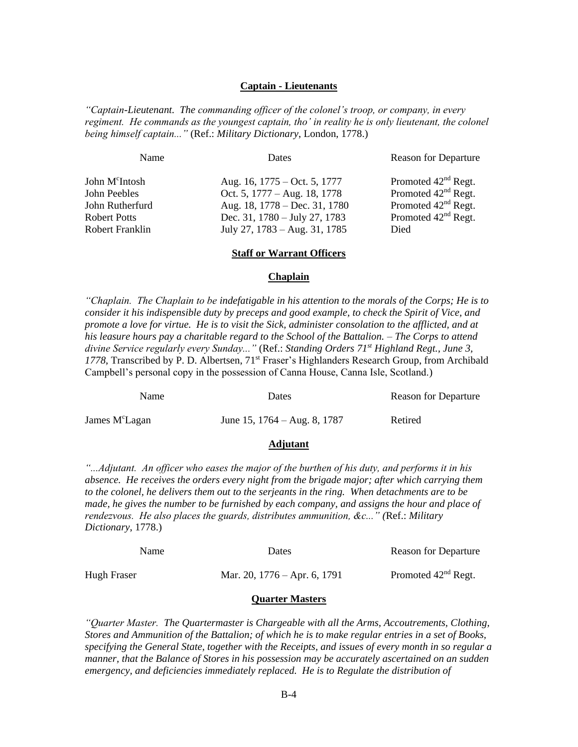## Captain - Lieutenants

*"Captain-Lieutenant. The commanding officer of the colonel's troop, or company, in every regiment. He commands as the youngest captain, tho' in reality he is only lieutenant, the colonel being himself captain..."* (Ref.: *Military Dictionary*, London, 1778.)

| Name | Dates | Reason for Departure |
|---|---|---|
| John M[c]Intosh | Aug. 16, 1775 – Oct. 5, 1777 | Promoted 42[nd] Regt. |
| John Peebles | Oct. 5, 1777 – Aug. 18, 1778 | Promoted 42[nd] Regt. |
| John Rutherfurd | Aug. 18, 1778 – Dec. 31, 1780 | Promoted 42[nd] Regt. |
| Robert Potts | Dec. 31, 1780 – July 27, 1783 | Promoted 42[nd] Regt. |
| Robert Franklin | July 27, 1783 – Aug. 31, 1785 | Died |

## Staff or Warrant Officers

### Chaplain

*"Chaplain. The Chaplain to be indefatigable in his attention to the morals of the Corps; He is to consider it his indispensible duty by preceps and good example, to check the Spirit of Vice, and promote a love for virtue. He is to visit the Sick, administer consolation to the afflicted, and at his leasure hours pay a charitable regard to the School of the Battalion. – The Corps to attend divine Service regularly every Sunday..."* (Ref.: *Standing Orders 71[st] Highland Regt., June 3, 1778*, Transcribed by P. D. Albertsen, 71[st] Fraser's Highlanders Research Group, from Archibald Campbell's personal copy in the possession of Canna House, Canna Isle, Scotland.)

| Name | Dates | Reason for Departure |
|---|---|---|
| James M[c]Lagan | June 15, 1764 – Aug. 8, 1787 | Retired |

### Adjutant

*"...Adjutant. An officer who eases the major of the burthen of his duty, and performs it in his absence. He receives the orders every night from the brigade major; after which carrying them to the colonel, he delivers them out to the serjeants in the ring. When detachments are to be made, he gives the number to be furnished by each company, and assigns the hour and place of rendezvous. He also places the guards, distributes ammunition, &c..." (*Ref.: *Military Dictionary*, 1778.)

| Name | Dates | Reason for Departure |
|---|---|---|
| Hugh Fraser | Mar. 20, 1776 – Apr. 6, 1791 | Promoted 42[nd] Regt. |

### Quarter Masters

*"Quarter Master. The Quartermaster is Chargeable with all the Arms, Accoutrements, Clothing, Stores and Ammunition of the Battalion; of which he is to make regular entries in a set of Books, specifying the General State, together with the Receipts, and issues of every month in so regular a manner, that the Balance of Stores in his possession may be accurately ascertained on an sudden emergency, and deficiencies immediately replaced. He is to Regulate the distribution of*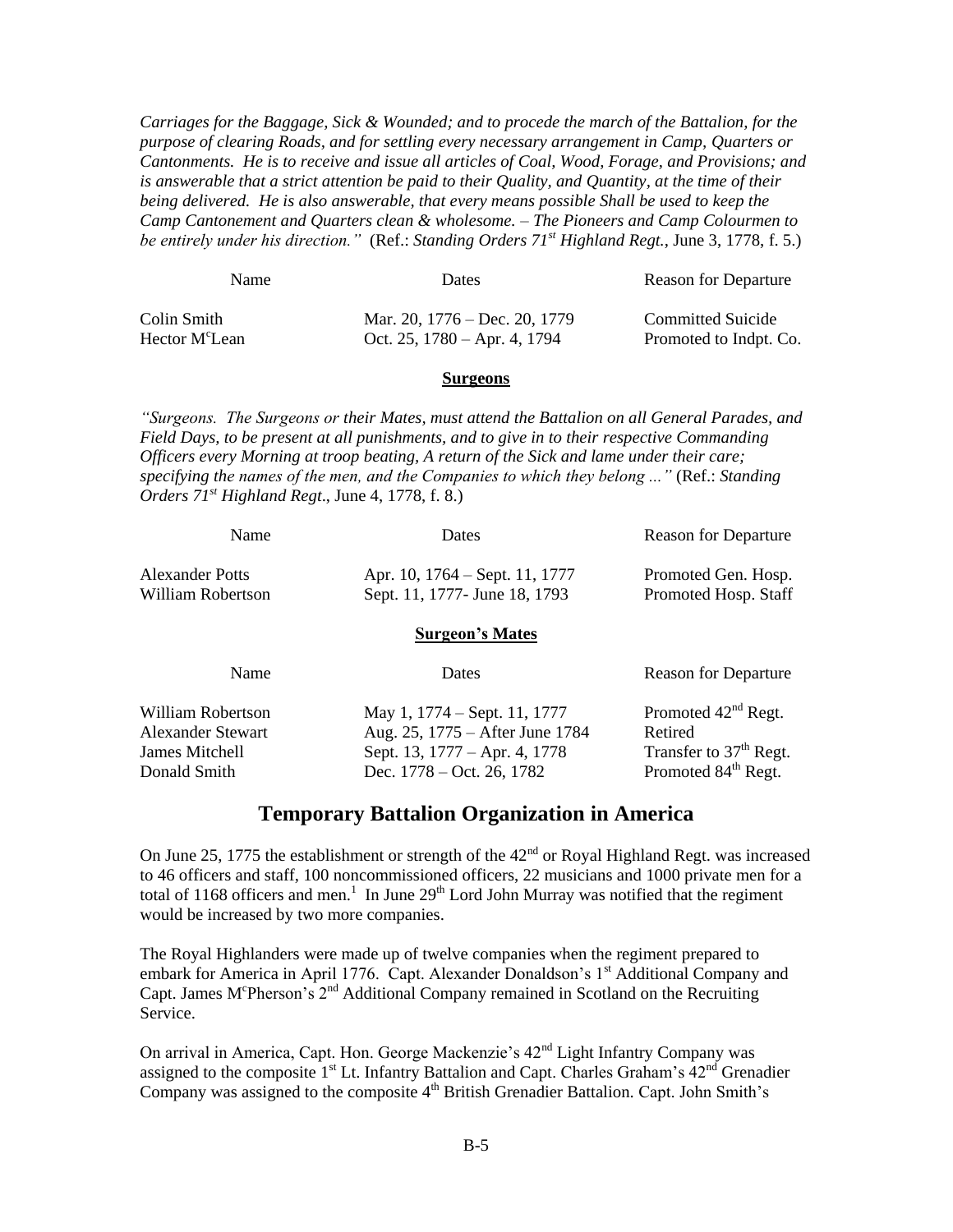*Carriages for the Baggage, Sick & Wounded; and to procede the march of the Battalion, for the purpose of clearing Roads, and for settling every necessary arrangement in Camp, Quarters or Cantonments. He is to receive and issue all articles of Coal, Wood, Forage, and Provisions; and is answerable that a strict attention be paid to their Quality, and Quantity, at the time of their being delivered. He is also answerable, that every means possible Shall be used to keep the Camp Cantonement and Quarters clean & wholesome. – The Pioneers and Camp Colourmen to be entirely under his direction."* (Ref.: *Standing Orders 71st Highland Regt.*, June 3, 1778, f. 5.)

| Name | Dates | Reason for Departure |
|---|---|---|
| Colin Smith | Mar. 20, 1776 – Dec. 20, 1779 | Committed Suicide |
| Hector McLean | Oct. 25, 1780 – Apr. 4, 1794 | Promoted to Indpt. Co. |

**Surgeons**

*"Surgeons. The Surgeons or their Mates, must attend the Battalion on all General Parades, and Field Days, to be present at all punishments, and to give in to their respective Commanding Officers every Morning at troop beating, A return of the Sick and lame under their care; specifying the names of the men, and the Companies to which they belong ..."* (Ref.: *Standing Orders 71st Highland Regt*., June 4, 1778, f. 8.)

| Name | Dates | Reason for Departure |
|---|---|---|
| Alexander Potts | Apr. 10, 1764 – Sept. 11, 1777 | Promoted Gen. Hosp. |
| William Robertson | Sept. 11, 1777- June 18, 1793 | Promoted Hosp. Staff |

**Surgeon's Mates**

| Name | Dates | Reason for Departure |
|---|---|---|
| William Robertson | May 1, 1774 – Sept. 11, 1777 | Promoted 42nd Regt. |
| Alexander Stewart | Aug. 25, 1775 – After June 1784 | Retired |
| James Mitchell | Sept. 13, 1777 – Apr. 4, 1778 | Transfer to 37th Regt. |
| Donald Smith | Dec. 1778 – Oct. 26, 1782 | Promoted 84th Regt. |

## Temporary Battalion Organization in America

On June 25, 1775 the establishment or strength of the 42nd or Royal Highland Regt. was increased to 46 officers and staff, 100 noncommissioned officers, 22 musicians and 1000 private men for a total of 1168 officers and men.[1] In June 29th Lord John Murray was notified that the regiment would be increased by two more companies.

The Royal Highlanders were made up of twelve companies when the regiment prepared to embark for America in April 1776. Capt. Alexander Donaldson's 1st Additional Company and Capt. James McPherson's 2nd Additional Company remained in Scotland on the Recruiting Service.

On arrival in America, Capt. Hon. George Mackenzie's 42nd Light Infantry Company was assigned to the composite 1st Lt. Infantry Battalion and Capt. Charles Graham's 42nd Grenadier Company was assigned to the composite 4th British Grenadier Battalion. Capt. John Smith's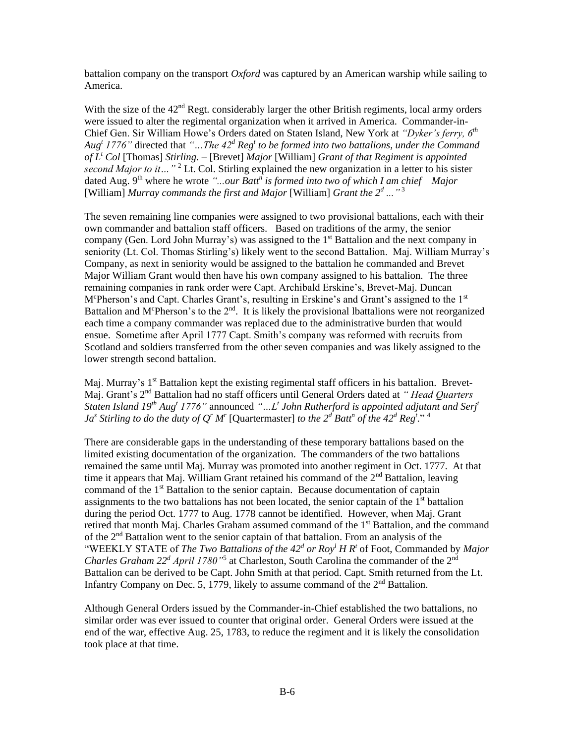battalion company on the transport *Oxford* was captured by an American warship while sailing to America.

With the size of the 42nd Regt. considerably larger the other British regiments, local army orders were issued to alter the regimental organization when it arrived in America. Commander-in-Chief Gen. Sir William Howe's Orders dated on Staten Island, New York at *"Dyker's ferry, 6th Augt 1776"* directed that *"…The 42d Regt to be formed into two battalions, under the Command of Lt Col* [Thomas] *Stirling.* – [Brevet] *Major* [William] *Grant of that Regiment is appointed second Major to it…"* [2] Lt. Col. Stirling explained the new organization in a letter to his sister dated Aug. 9th where he wrote *"...our Battn is formed into two of which I am chief Major* [William] *Murray commands the first and Major* [William] *Grant the 2d …"* [3]

The seven remaining line companies were assigned to two provisional battalions, each with their own commander and battalion staff officers. Based on traditions of the army, the senior company (Gen. Lord John Murray's) was assigned to the 1st Battalion and the next company in seniority (Lt. Col. Thomas Stirling's) likely went to the second Battalion. Maj. William Murray's Company, as next in seniority would be assigned to the battalion he commanded and Brevet Major William Grant would then have his own company assigned to his battalion. The three remaining companies in rank order were Capt. Archibald Erskine's, Brevet-Maj. Duncan McPherson's and Capt. Charles Grant's, resulting in Erskine's and Grant's assigned to the 1st Battalion and McPherson's to the 2nd. It is likely the provisional lbattalions were not reorganized each time a company commander was replaced due to the administrative burden that would ensue. Sometime after April 1777 Capt. Smith's company was reformed with recruits from Scotland and soldiers transferred from the other seven companies and was likely assigned to the lower strength second battalion.

Maj. Murray's 1st Battalion kept the existing regimental staff officers in his battalion. Brevet-Maj. Grant's 2nd Battalion had no staff officers until General Orders dated at *" Head Quarters Staten Island 19th Augt 1776"* announced *"…Lt John Rutherford is appointed adjutant and Serjt Jas Stirling to do the duty of Qr Mr* [Quartermaster] *to the 2d Battn of the 42d Regt*." [4]

There are considerable gaps in the understanding of these temporary battalions based on the limited existing documentation of the organization. The commanders of the two battalions remained the same until Maj. Murray was promoted into another regiment in Oct. 1777. At that time it appears that Maj. William Grant retained his command of the 2nd Battalion, leaving command of the 1st Battalion to the senior captain. Because documentation of captain assignments to the two battalions has not been located, the senior captain of the 1st battalion during the period Oct. 1777 to Aug. 1778 cannot be identified. However, when Maj. Grant retired that month Maj. Charles Graham assumed command of the 1st Battalion, and the command of the 2nd Battalion went to the senior captain of that battalion. From an analysis of the "WEEKLY STATE of *The Two Battalions of the 42d or Royl H Rt* of Foot, Commanded by *Major Charles Graham 22d April 1780"*[5] at Charleston, South Carolina the commander of the 2nd Battalion can be derived to be Capt. John Smith at that period. Capt. Smith returned from the Lt. Infantry Company on Dec. 5, 1779, likely to assume command of the 2nd Battalion.

Although General Orders issued by the Commander-in-Chief established the two battalions, no similar order was ever issued to counter that original order. General Orders were issued at the end of the war, effective Aug. 25, 1783, to reduce the regiment and it is likely the consolidation took place at that time.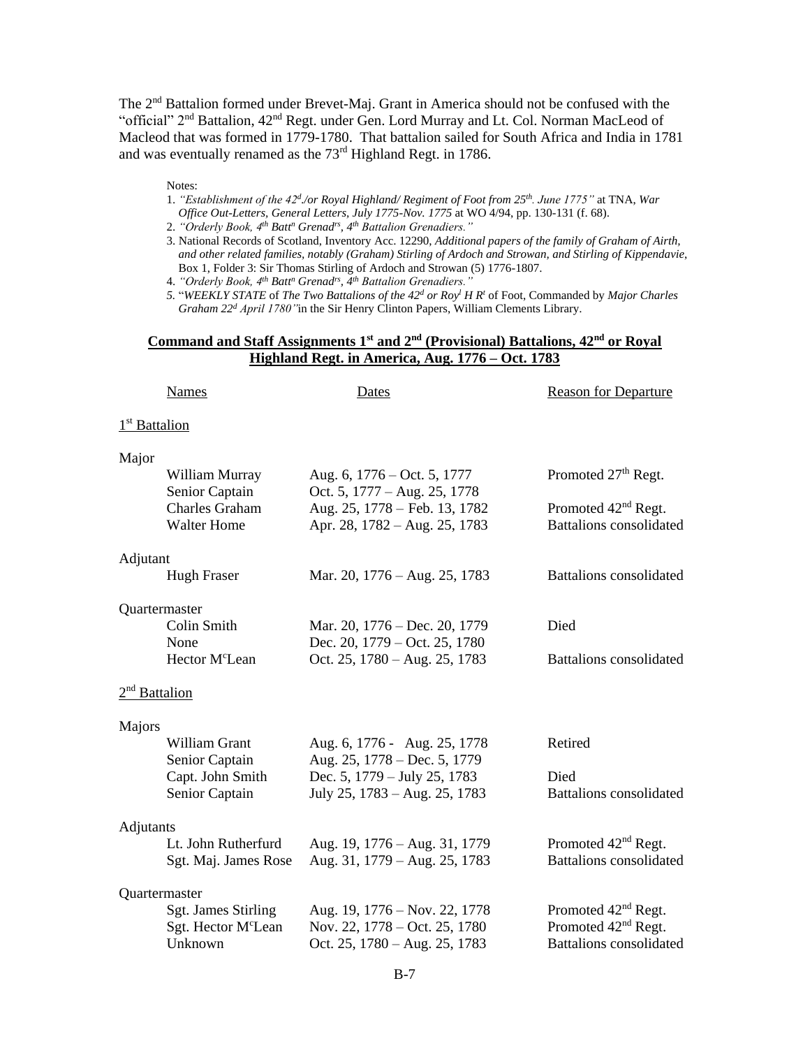The 2nd Battalion formed under Brevet-Maj. Grant in America should not be confused with the "official" 2nd Battalion, 42nd Regt. under Gen. Lord Murray and Lt. Col. Norman MacLeod of Macleod that was formed in 1779-1780. That battalion sailed for South Africa and India in 1781 and was eventually renamed as the 73rd Highland Regt. in 1786.

Notes:

1. *"Establishment of the 42d./or Royal Highland/ Regiment of Foot from 25th. June 1775"* at TNA, *War Office Out-Letters, General Letters, July 1775-Nov. 1775* at WO 4/94, pp. 130-131 (f. 68).
2. *"Orderly Book, 4th Battn Grenadrs, 4th Battalion Grenadiers."*
3. National Records of Scotland, Inventory Acc. 12290, *Additional papers of the family of Graham of Airth, and other related families, notably (Graham) Stirling of Ardoch and Strowan, and Stirling of Kippendavie*, Box 1, Folder 3: Sir Thomas Stirling of Ardoch and Strowan (5) 1776-1807.
4. *"Orderly Book, 4th Battn Grenadrs, 4th Battalion Grenadiers."*
5. "*WEEKLY STATE* of *The Two Battalions of the 42d or Royl H Rt* of Foot, Commanded by *Major Charles Graham 22d April 1780"* in the Sir Henry Clinton Papers, William Clements Library.

## Command and Staff Assignments 1st and 2nd (Provisional) Battalions, 42nd or Royal Highland Regt. in America, Aug. 1776 – Oct. 1783

| Names | Dates | Reason for Departure |
|---|---|---|
| **1st Battalion** | | |
| *Major* | | |
| William Murray | Aug. 6, 1776 – Oct. 5, 1777 | Promoted 27th Regt. |
| Senior Captain | Oct. 5, 1777 – Aug. 25, 1778 | |
| Charles Graham | Aug. 25, 1778 – Feb. 13, 1782 | Promoted 42nd Regt. |
| Walter Home | Apr. 28, 1782 – Aug. 25, 1783 | Battalions consolidated |
| *Adjutant* | | |
| Hugh Fraser | Mar. 20, 1776 – Aug. 25, 1783 | Battalions consolidated |
| *Quartermaster* | | |
| Colin Smith | Mar. 20, 1776 – Dec. 20, 1779 | Died |
| None | Dec. 20, 1779 – Oct. 25, 1780 | |
| Hector McLean | Oct. 25, 1780 – Aug. 25, 1783 | Battalions consolidated |
| **2nd Battalion** | | |
| *Majors* | | |
| William Grant | Aug. 6, 1776 - Aug. 25, 1778 | Retired |
| Senior Captain | Aug. 25, 1778 – Dec. 5, 1779 | |
| Capt. John Smith | Dec. 5, 1779 – July 25, 1783 | Died |
| Senior Captain | July 25, 1783 – Aug. 25, 1783 | Battalions consolidated |
| *Adjutants* | | |
| Lt. John Rutherfurd | Aug. 19, 1776 – Aug. 31, 1779 | Promoted 42nd Regt. |
| Sgt. Maj. James Rose | Aug. 31, 1779 – Aug. 25, 1783 | Battalions consolidated |
| *Quartermaster* | | |
| Sgt. James Stirling | Aug. 19, 1776 – Nov. 22, 1778 | Promoted 42nd Regt. |
| Sgt. Hector McLean | Nov. 22, 1778 – Oct. 25, 1780 | Promoted 42nd Regt. |
| Unknown | Oct. 25, 1780 – Aug. 25, 1783 | Battalions consolidated |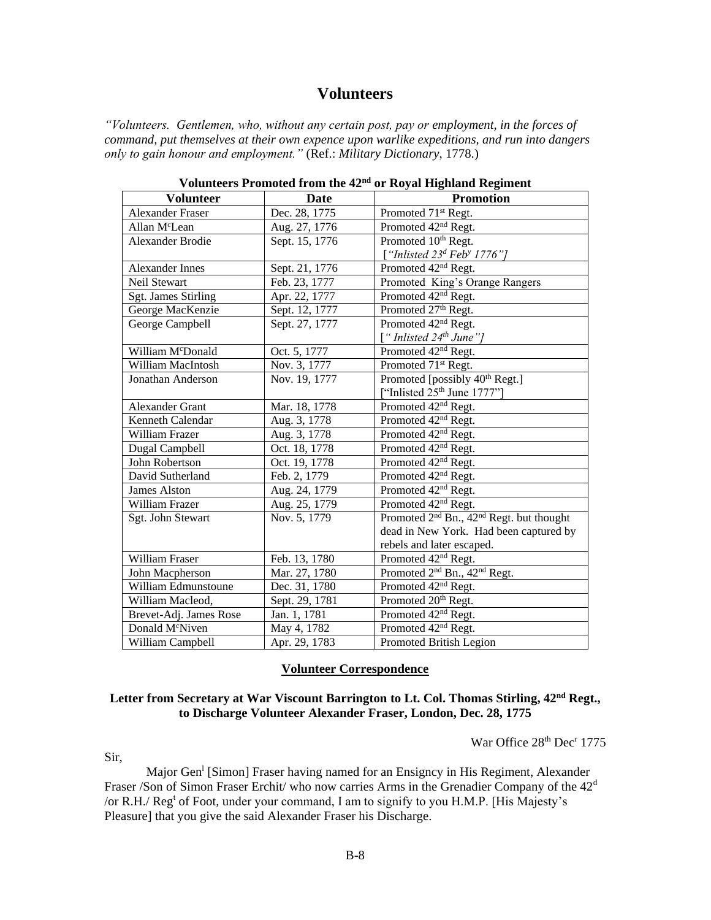# Volunteers

*"Volunteers. Gentlemen, who, without any certain post, pay or employment, in the forces of command, put themselves at their own expence upon warlike expeditions, and run into dangers only to gain honour and employment."* (Ref.: *Military Dictionary*, 1778.)

**Volunteers Promoted from the 42nd or Royal Highland Regiment**

| Volunteer | Date | Promotion |
|---|---|---|
| Alexander Fraser | Dec. 28, 1775 | Promoted 71st Regt. |
| Allan McLean | Aug. 27, 1776 | Promoted 42nd Regt. |
| Alexander Brodie | Sept. 15, 1776 | Promoted 10th Regt. *["Inlisted 23d Feby 1776"]* |
| Alexander Innes | Sept. 21, 1776 | Promoted 42nd Regt. |
| Neil Stewart | Feb. 23, 1777 | Promoted King's Orange Rangers |
| Sgt. James Stirling | Apr. 22, 1777 | Promoted 42nd Regt. |
| George MacKenzie | Sept. 12, 1777 | Promoted 27th Regt. |
| George Campbell | Sept. 27, 1777 | Promoted 42nd Regt. *[" Inlisted 24th June"]* |
| William McDonald | Oct. 5, 1777 | Promoted 42nd Regt. |
| William MacIntosh | Nov. 3, 1777 | Promoted 71st Regt. |
| Jonathan Anderson | Nov. 19, 1777 | Promoted [possibly 40th Regt.] ["Inlisted 25th June 1777"] |
| Alexander Grant | Mar. 18, 1778 | Promoted 42nd Regt. |
| Kenneth Calendar | Aug. 3, 1778 | Promoted 42nd Regt. |
| William Frazer | Aug. 3, 1778 | Promoted 42nd Regt. |
| Dugal Campbell | Oct. 18, 1778 | Promoted 42nd Regt. |
| John Robertson | Oct. 19, 1778 | Promoted 42nd Regt. |
| David Sutherland | Feb. 2, 1779 | Promoted 42nd Regt. |
| James Alston | Aug. 24, 1779 | Promoted 42nd Regt. |
| William Frazer | Aug. 25, 1779 | Promoted 42nd Regt. |
| Sgt. John Stewart | Nov. 5, 1779 | Promoted 2nd Bn., 42nd Regt. but thought dead in New York. Had been captured by rebels and later escaped. |
| William Fraser | Feb. 13, 1780 | Promoted 42nd Regt. |
| John Macpherson | Mar. 27, 1780 | Promoted 2nd Bn., 42nd Regt. |
| William Edmunstoune | Dec. 31, 1780 | Promoted 42nd Regt. |
| William Macleod, | Sept. 29, 1781 | Promoted 20th Regt. |
| Brevet-Adj. James Rose | Jan. 1, 1781 | Promoted 42nd Regt. |
| Donald McNiven | May 4, 1782 | Promoted 42nd Regt. |
| William Campbell | Apr. 29, 1783 | Promoted British Legion |

## Volunteer Correspondence

### Letter from Secretary at War Viscount Barrington to Lt. Col. Thomas Stirling, 42nd Regt., to Discharge Volunteer Alexander Fraser, London, Dec. 28, 1775

War Office 28th Decr 1775

Sir,

Major Genl [Simon] Fraser having named for an Ensigncy in His Regiment, Alexander Fraser /Son of Simon Fraser Erchit/ who now carries Arms in the Grenadier Company of the 42d /or R.H./ Regt of Foot, under your command, I am to signify to you H.M.P. [His Majesty's Pleasure] that you give the said Alexander Fraser his Discharge.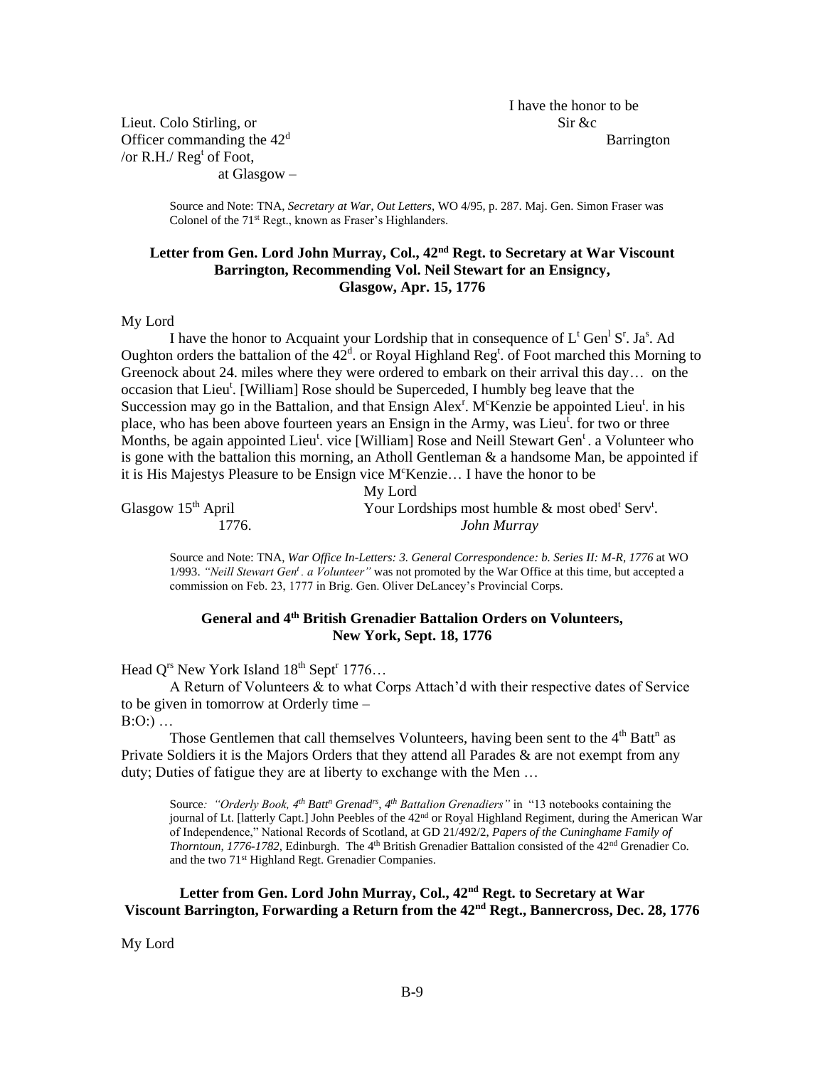I have the honor to be
Sir &c
Barrington

Lieut. Colo Stirling, or
Officer commanding the 42[d]
/or R.H./ Reg[t] of Foot,
at Glasgow –

Source and Note: TNA, *Secretary at War, Out Letters*, WO 4/95, p. 287. Maj. Gen. Simon Fraser was Colonel of the 71[st] Regt., known as Fraser's Highlanders.

### Letter from Gen. Lord John Murray, Col., 42nd Regt. to Secretary at War Viscount Barrington, Recommending Vol. Neil Stewart for an Ensigncy, Glasgow, Apr. 15, 1776

My Lord

I have the honor to Acquaint your Lordship that in consequence of L[t] Gen[l] S[r]. Ja[s]. Ad Oughton orders the battalion of the 42[d]. or Royal Highland Reg[t]. of Foot marched this Morning to Greenock about 24. miles where they were ordered to embark on their arrival this day… on the occasion that Lieu[t]. [William] Rose should be Superceded, I humbly beg leave that the Succession may go in the Battalion, and that Ensign Alex[r]. M[c]Kenzie be appointed Lieu[t]. in his place, who has been above fourteen years an Ensign in the Army, was Lieu[t]. for two or three Months, be again appointed Lieu[t]. vice [William] Rose and Neill Stewart Gen[t]. a Volunteer who is gone with the battalion this morning, an Atholl Gentleman & a handsome Man, be appointed if it is His Majestys Pleasure to be Ensign vice M[c]Kenzie… I have the honor to be

My Lord
Your Lordships most humble & most obed[t] Serv[t].
*John Murray*

Glasgow 15[th] April
1776.

Source and Note: TNA, *War Office In-Letters: 3. General Correspondence: b. Series II: M-R, 1776* at WO 1/993. *"Neill Stewart Gen[t]. a Volunteer"* was not promoted by the War Office at this time, but accepted a commission on Feb. 23, 1777 in Brig. Gen. Oliver DeLancey's Provincial Corps.

### General and 4th British Grenadier Battalion Orders on Volunteers, New York, Sept. 18, 1776

Head Q[rs] New York Island 18[th] Sept[r] 1776…

A Return of Volunteers & to what Corps Attach'd with their respective dates of Service to be given in tomorrow at Orderly time –

B:O:) …

Those Gentlemen that call themselves Volunteers, having been sent to the 4[th] Batt[n] as Private Soldiers it is the Majors Orders that they attend all Parades & are not exempt from any duty; Duties of fatigue they are at liberty to exchange with the Men …

Source*: "Orderly Book, 4[th] Batt[n] Grenad[rs], 4[th] Battalion Grenadiers"* in "13 notebooks containing the journal of Lt. [latterly Capt.] John Peebles of the 42[nd] or Royal Highland Regiment, during the American War of Independence," National Records of Scotland, at GD 21/492/2, *Papers of the Cuninghame Family of Thorntoun, 1776-1782*, Edinburgh. The 4[th] British Grenadier Battalion consisted of the 42[nd] Grenadier Co. and the two 71[st] Highland Regt. Grenadier Companies.

### Letter from Gen. Lord John Murray, Col., 42nd Regt. to Secretary at War Viscount Barrington, Forwarding a Return from the 42nd Regt., Bannercross, Dec. 28, 1776

My Lord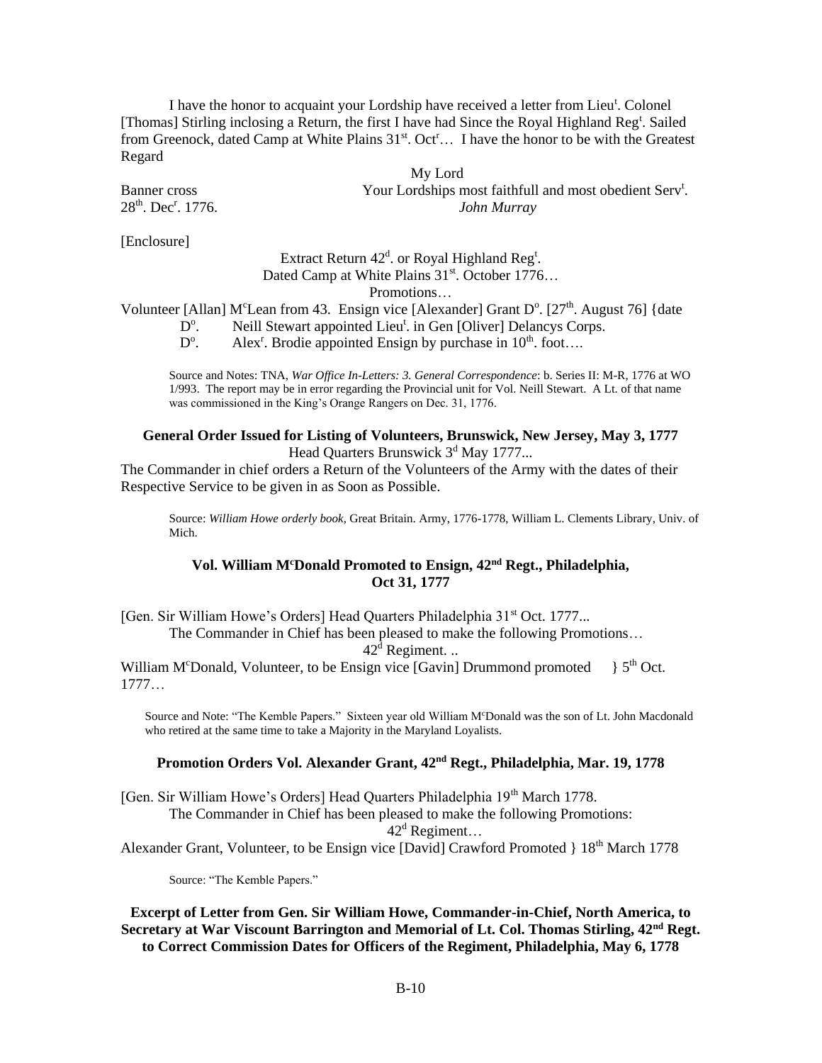I have the honor to acquaint your Lordship have received a letter from Lieu[t]. Colonel [Thomas] Stirling inclosing a Return, the first I have had Since the Royal Highland Reg[t]. Sailed from Greenock, dated Camp at White Plains 31[st]. Oct[r]… I have the honor to be with the Greatest Regard

My Lord

Banner cross — Your Lordships most faithfull and most obedient Serv[t].

28[th]. Dec[r]. 1776. — *John Murray*

[Enclosure]

Extract Return 42[d]. or Royal Highland Reg[t].
Dated Camp at White Plains 31[st]. October 1776…
Promotions…

Volunteer [Allan] M[c]Lean from 43. Ensign vice [Alexander] Grant D[o]. [27[th]. August 76] {date
D[o]. Neill Stewart appointed Lieu[t]. in Gen [Oliver] Delancys Corps.
D[o]. Alex[r]. Brodie appointed Ensign by purchase in 10[th]. foot….

Source and Notes: TNA, *War Office In-Letters: 3. General Correspondence*: b. Series II: M-R, 1776 at WO 1/993. The report may be in error regarding the Provincial unit for Vol. Neill Stewart. A Lt. of that name was commissioned in the King's Orange Rangers on Dec. 31, 1776.

**General Order Issued for Listing of Volunteers, Brunswick, New Jersey, May 3, 1777**

Head Quarters Brunswick 3[d] May 1777...

The Commander in chief orders a Return of the Volunteers of the Army with the dates of their Respective Service to be given in as Soon as Possible.

Source: *William Howe orderly book*, Great Britain. Army, 1776-1778, William L. Clements Library, Univ. of Mich.

**Vol. William M[c]Donald Promoted to Ensign, 42[nd] Regt., Philadelphia, Oct 31, 1777**

[Gen. Sir William Howe's Orders] Head Quarters Philadelphia 31[st] Oct. 1777...

The Commander in Chief has been pleased to make the following Promotions…

42[d] Regiment. ..

William M[c]Donald, Volunteer, to be Ensign vice [Gavin] Drummond promoted } 5[th] Oct. 1777…

Source and Note: "The Kemble Papers." Sixteen year old William M[c]Donald was the son of Lt. John Macdonald who retired at the same time to take a Majority in the Maryland Loyalists.

**Promotion Orders Vol. Alexander Grant, 42[nd] Regt., Philadelphia, Mar. 19, 1778**

[Gen. Sir William Howe's Orders] Head Quarters Philadelphia 19[th] March 1778.

The Commander in Chief has been pleased to make the following Promotions:

42[d] Regiment…

Alexander Grant, Volunteer, to be Ensign vice [David] Crawford Promoted } 18[th] March 1778

Source: "The Kemble Papers."

**Excerpt of Letter from Gen. Sir William Howe, Commander-in-Chief, North America, to Secretary at War Viscount Barrington and Memorial of Lt. Col. Thomas Stirling, 42[nd] Regt. to Correct Commission Dates for Officers of the Regiment, Philadelphia, May 6, 1778**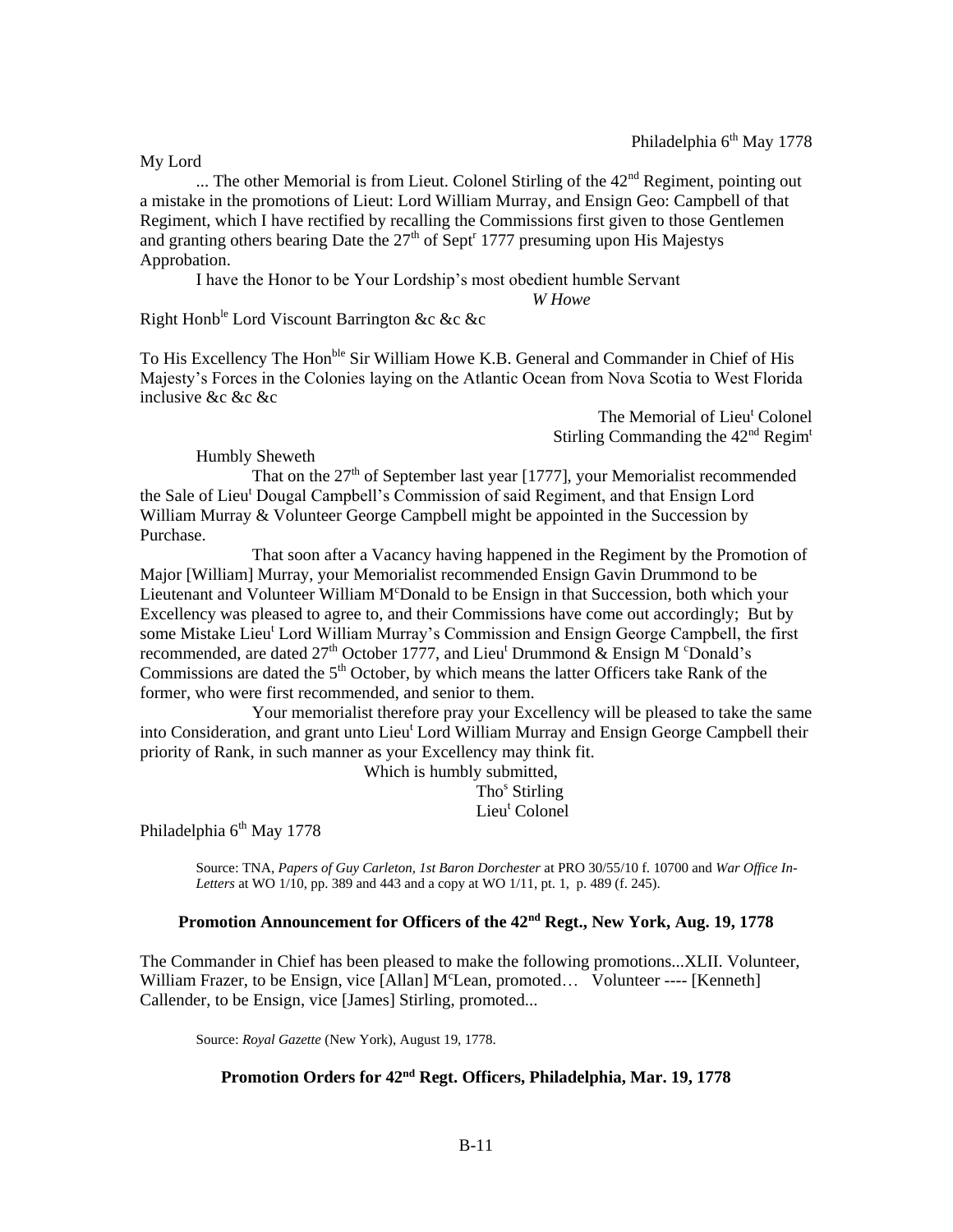Philadelphia 6th May 1778

My Lord

... The other Memorial is from Lieut. Colonel Stirling of the 42nd Regiment, pointing out a mistake in the promotions of Lieut: Lord William Murray, and Ensign Geo: Campbell of that Regiment, which I have rectified by recalling the Commissions first given to those Gentlemen and granting others bearing Date the 27th of Septr 1777 presuming upon His Majestys Approbation.

I have the Honor to be Your Lordship's most obedient humble Servant

*W Howe*

Right Honble Lord Viscount Barrington &c &c &c

To His Excellency The Honble Sir William Howe K.B. General and Commander in Chief of His Majesty's Forces in the Colonies laying on the Atlantic Ocean from Nova Scotia to West Florida inclusive &c &c &c

The Memorial of Lieut Colonel Stirling Commanding the 42nd Regimt

Humbly Sheweth

That on the 27th of September last year [1777], your Memorialist recommended the Sale of Lieut Dougal Campbell's Commission of said Regiment, and that Ensign Lord William Murray & Volunteer George Campbell might be appointed in the Succession by Purchase.

That soon after a Vacancy having happened in the Regiment by the Promotion of Major [William] Murray, your Memorialist recommended Ensign Gavin Drummond to be Lieutenant and Volunteer William McDonald to be Ensign in that Succession, both which your Excellency was pleased to agree to, and their Commissions have come out accordingly; But by some Mistake Lieut Lord William Murray's Commission and Ensign George Campbell, the first recommended, are dated 27th October 1777, and Lieut Drummond & Ensign M cDonald's Commissions are dated the 5th October, by which means the latter Officers take Rank of the former, who were first recommended, and senior to them.

Your memorialist therefore pray your Excellency will be pleased to take the same into Consideration, and grant unto Lieut Lord William Murray and Ensign George Campbell their priority of Rank, in such manner as your Excellency may think fit.

Which is humbly submitted,

Thos Stirling
Lieut Colonel

Philadelphia 6th May 1778

Source: TNA, *Papers of Guy Carleton, 1st Baron Dorchester* at PRO 30/55/10 f. 10700 and *War Office In-Letters* at WO 1/10, pp. 389 and 443 and a copy at WO 1/11, pt. 1, p. 489 (f. 245).

## Promotion Announcement for Officers of the 42nd Regt., New York, Aug. 19, 1778

The Commander in Chief has been pleased to make the following promotions...XLII. Volunteer, William Frazer, to be Ensign, vice [Allan] McLean, promoted… Volunteer ---- [Kenneth] Callender, to be Ensign, vice [James] Stirling, promoted...

Source: *Royal Gazette* (New York), August 19, 1778.

## Promotion Orders for 42nd Regt. Officers, Philadelphia, Mar. 19, 1778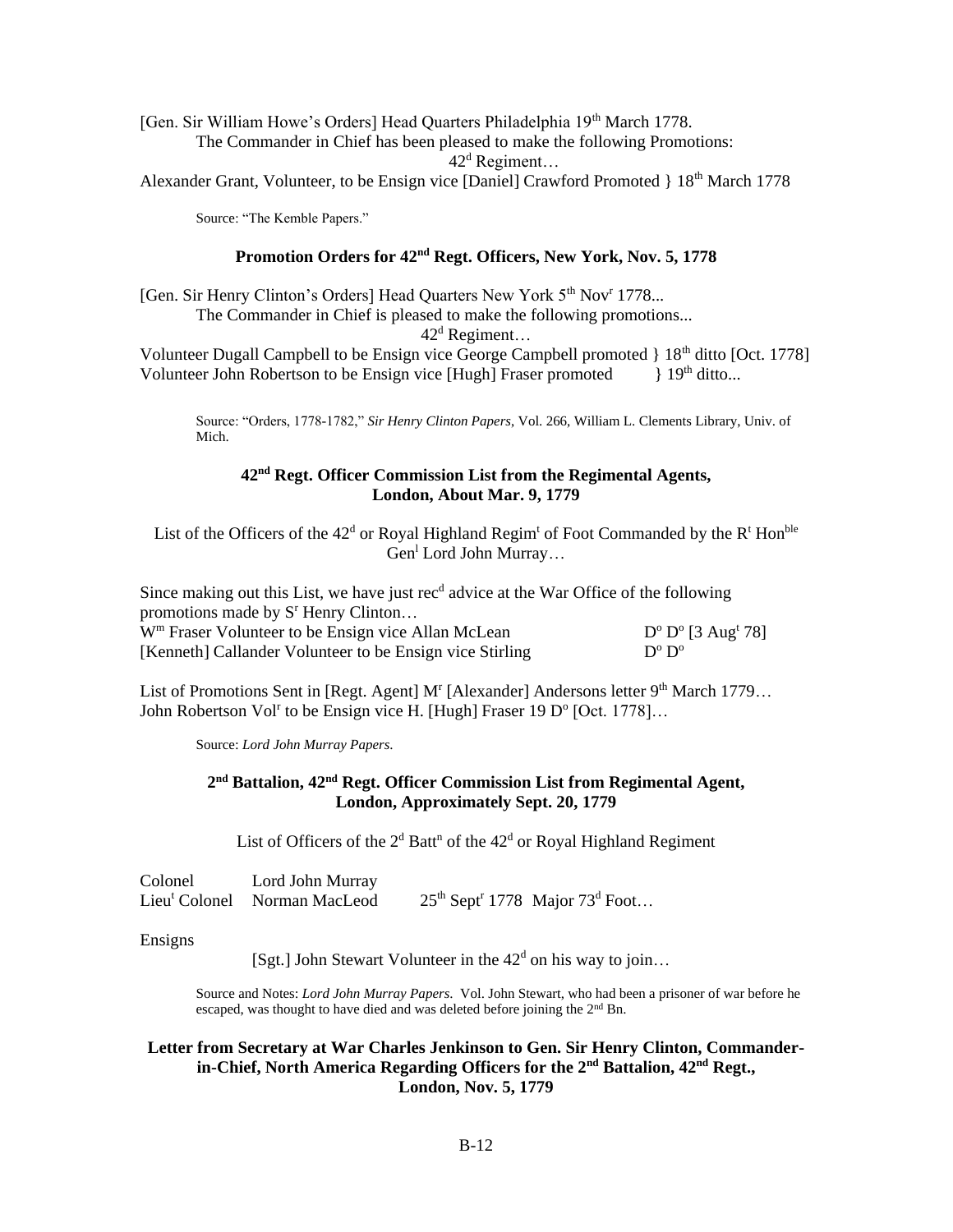[Gen. Sir William Howe's Orders] Head Quarters Philadelphia 19th March 1778.

The Commander in Chief has been pleased to make the following Promotions:

42d Regiment…

Alexander Grant, Volunteer, to be Ensign vice [Daniel] Crawford Promoted } 18th March 1778

Source: "The Kemble Papers."

**Promotion Orders for 42nd Regt. Officers, New York, Nov. 5, 1778**

[Gen. Sir Henry Clinton's Orders] Head Quarters New York 5th Novr 1778...

The Commander in Chief is pleased to make the following promotions...

42d Regiment…

Volunteer Dugall Campbell to be Ensign vice George Campbell promoted } 18th ditto [Oct. 1778]
Volunteer John Robertson to be Ensign vice [Hugh] Fraser promoted } 19th ditto...

Source: "Orders, 1778-1782," *Sir Henry Clinton Papers*, Vol. 266, William L. Clements Library, Univ. of Mich.

**42nd Regt. Officer Commission List from the Regimental Agents, London, About Mar. 9, 1779**

List of the Officers of the 42d or Royal Highland Regimt of Foot Commanded by the Rt Honble Genl Lord John Murray…

Since making out this List, we have just recd advice at the War Office of the following promotions made by Sr Henry Clinton…

Wm Fraser Volunteer to be Ensign vice Allan McLean Do Do [3 Augt 78]
[Kenneth] Callander Volunteer to be Ensign vice Stirling Do Do

List of Promotions Sent in [Regt. Agent] Mr [Alexander] Andersons letter 9th March 1779…
John Robertson Volr to be Ensign vice H. [Hugh] Fraser 19 Do [Oct. 1778]…

Source: *Lord John Murray Papers.*

**2nd Battalion, 42nd Regt. Officer Commission List from Regimental Agent, London, Approximately Sept. 20, 1779**

List of Officers of the 2d Battn of the 42d or Royal Highland Regiment

| | | |
|---|---|---|
| Colonel | Lord John Murray | |
| Lieut Colonel | Norman MacLeod | 25th Septr 1778 Major 73d Foot… |

Ensigns

[Sgt.] John Stewart Volunteer in the 42d on his way to join…

Source and Notes: *Lord John Murray Papers.* Vol. John Stewart, who had been a prisoner of war before he escaped, was thought to have died and was deleted before joining the 2nd Bn.

**Letter from Secretary at War Charles Jenkinson to Gen. Sir Henry Clinton, Commander-in-Chief, North America Regarding Officers for the 2nd Battalion, 42nd Regt., London, Nov. 5, 1779**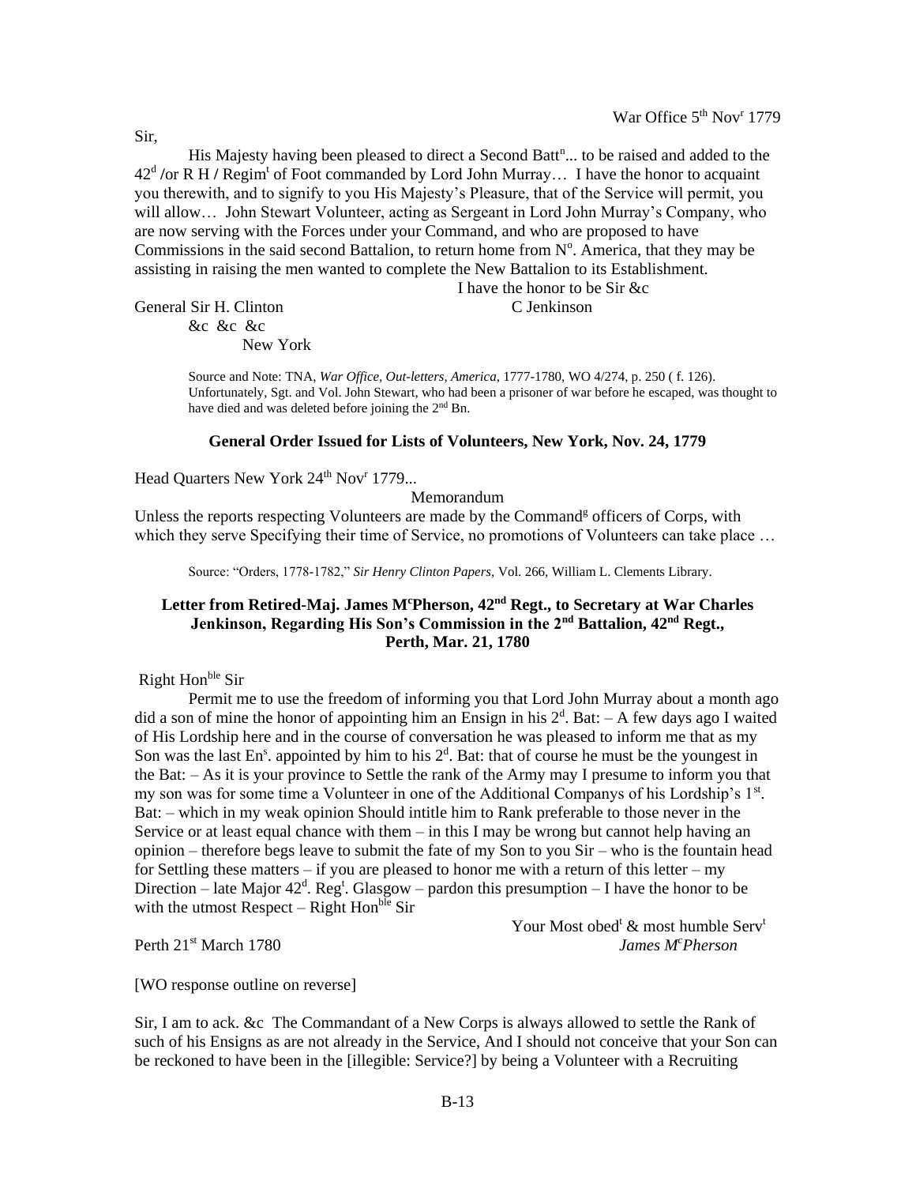War Office 5th Novr 1779

Sir,

His Majesty having been pleased to direct a Second Battn... to be raised and added to the 42d /or R H / Regimt of Foot commanded by Lord John Murray… I have the honor to acquaint you therewith, and to signify to you His Majesty's Pleasure, that of the Service will permit, you will allow… John Stewart Volunteer, acting as Sergeant in Lord John Murray's Company, who are now serving with the Forces under your Command, and who are proposed to have Commissions in the said second Battalion, to return home from No. America, that they may be assisting in raising the men wanted to complete the New Battalion to its Establishment.

I have the honor to be Sir &c

General Sir H. Clinton
&c &c &c
New York

C Jenkinson

Source and Note: TNA, *War Office, Out-letters, America*, 1777-1780, WO 4/274, p. 250 ( f. 126). Unfortunately, Sgt. and Vol. John Stewart, who had been a prisoner of war before he escaped, was thought to have died and was deleted before joining the 2nd Bn.

### General Order Issued for Lists of Volunteers, New York, Nov. 24, 1779

Head Quarters New York 24th Novr 1779...

Memorandum

Unless the reports respecting Volunteers are made by the Commandg officers of Corps, with which they serve Specifying their time of Service, no promotions of Volunteers can take place …

Source: "Orders, 1778-1782," *Sir Henry Clinton Papers*, Vol. 266, William L. Clements Library.

### Letter from Retired-Maj. James McPherson, 42nd Regt., to Secretary at War Charles Jenkinson, Regarding His Son's Commission in the 2nd Battalion, 42nd Regt., Perth, Mar. 21, 1780

Right Honble Sir

Permit me to use the freedom of informing you that Lord John Murray about a month ago did a son of mine the honor of appointing him an Ensign in his 2d. Bat: – A few days ago I waited of His Lordship here and in the course of conversation he was pleased to inform me that as my Son was the last Ens. appointed by him to his 2d. Bat: that of course he must be the youngest in the Bat: – As it is your province to Settle the rank of the Army may I presume to inform you that my son was for some time a Volunteer in one of the Additional Companys of his Lordship's 1st. Bat: – which in my weak opinion Should intitle him to Rank preferable to those never in the Service or at least equal chance with them – in this I may be wrong but cannot help having an opinion – therefore begs leave to submit the fate of my Son to you Sir – who is the fountain head for Settling these matters – if you are pleased to honor me with a return of this letter – my Direction – late Major 42d. Regt. Glasgow – pardon this presumption – I have the honor to be with the utmost Respect – Right Honble Sir

Your Most obedt & most humble Servt

Perth 21st March 1780

*James McPherson*

[WO response outline on reverse]

Sir, I am to ack. &c The Commandant of a New Corps is always allowed to settle the Rank of such of his Ensigns as are not already in the Service, And I should not conceive that your Son can be reckoned to have been in the [illegible: Service?] by being a Volunteer with a Recruiting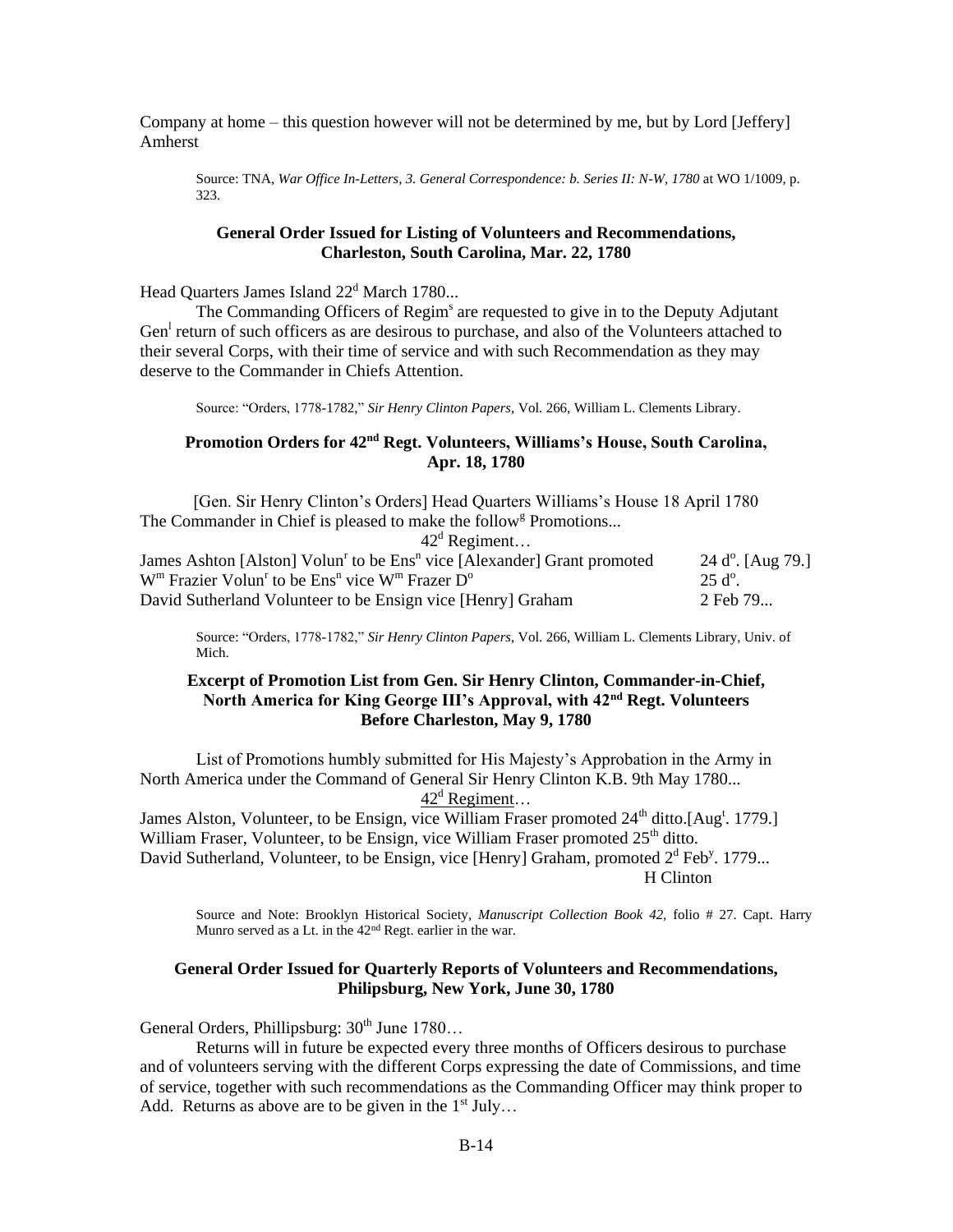Company at home – this question however will not be determined by me, but by Lord [Jeffery] Amherst

Source: TNA, *War Office In-Letters, 3. General Correspondence: b. Series II: N-W, 1780* at WO 1/1009, p. 323.

**General Order Issued for Listing of Volunteers and Recommendations, Charleston, South Carolina, Mar. 22, 1780**

Head Quarters James Island 22d March 1780...

The Commanding Officers of Regims are requested to give in to the Deputy Adjutant Genl return of such officers as are desirous to purchase, and also of the Volunteers attached to their several Corps, with their time of service and with such Recommendation as they may deserve to the Commander in Chiefs Attention.

Source: "Orders, 1778-1782," *Sir Henry Clinton Papers*, Vol. 266, William L. Clements Library.

**Promotion Orders for 42nd Regt. Volunteers, Williams's House, South Carolina, Apr. 18, 1780**

[Gen. Sir Henry Clinton's Orders] Head Quarters Williams's House 18 April 1780

The Commander in Chief is pleased to make the followg Promotions...

42d Regiment…

| | |
|---|---|
| James Ashton [Alston] Volunr to be Ensn vice [Alexander] Grant promoted | 24 do. [Aug 79.] |
| Wm Frazier Volunr to be Ensn vice Wm Frazer Do | 25 do. |
| David Sutherland Volunteer to be Ensign vice [Henry] Graham | 2 Feb 79... |

Source: "Orders, 1778-1782," *Sir Henry Clinton Papers*, Vol. 266, William L. Clements Library, Univ. of Mich.

**Excerpt of Promotion List from Gen. Sir Henry Clinton, Commander-in-Chief, North America for King George III's Approval, with 42nd Regt. Volunteers Before Charleston, May 9, 1780**

List of Promotions humbly submitted for His Majesty's Approbation in the Army in North America under the Command of General Sir Henry Clinton K.B. 9th May 1780...

<u>42d Regiment</u>…

James Alston, Volunteer, to be Ensign, vice William Fraser promoted 24th ditto.[Augt. 1779.]
William Fraser, Volunteer, to be Ensign, vice William Fraser promoted 25th ditto.
David Sutherland, Volunteer, to be Ensign, vice [Henry] Graham, promoted 2d Feby. 1779...

H Clinton

Source and Note: Brooklyn Historical Society, *Manuscript Collection Book 42*, folio # 27. Capt. Harry Munro served as a Lt. in the 42nd Regt. earlier in the war.

**General Order Issued for Quarterly Reports of Volunteers and Recommendations, Philipsburg, New York, June 30, 1780**

General Orders, Phillipsburg: 30th June 1780…

Returns will in future be expected every three months of Officers desirous to purchase and of volunteers serving with the different Corps expressing the date of Commissions, and time of service, together with such recommendations as the Commanding Officer may think proper to Add. Returns as above are to be given in the 1st July…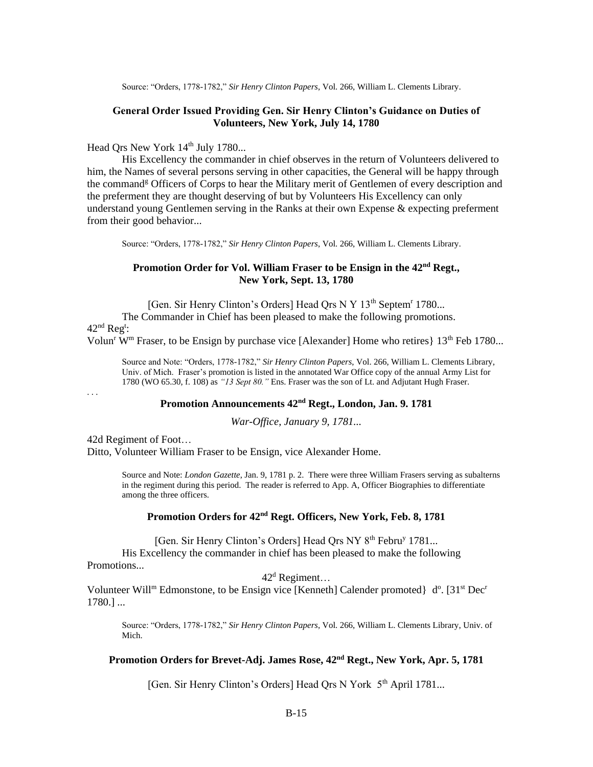Source: "Orders, 1778-1782," *Sir Henry Clinton Papers*, Vol. 266, William L. Clements Library.

### General Order Issued Providing Gen. Sir Henry Clinton's Guidance on Duties of Volunteers, New York, July 14, 1780

Head Qrs New York 14th July 1780...

His Excellency the commander in chief observes in the return of Volunteers delivered to him, the Names of several persons serving in other capacities, the General will be happy through the commandg Officers of Corps to hear the Military merit of Gentlemen of every description and the preferment they are thought deserving of but by Volunteers His Excellency can only understand young Gentlemen serving in the Ranks at their own Expense & expecting preferment from their good behavior...

Source: "Orders, 1778-1782," *Sir Henry Clinton Papers*, Vol. 266, William L. Clements Library.

### Promotion Order for Vol. William Fraser to be Ensign in the 42nd Regt., New York, Sept. 13, 1780

[Gen. Sir Henry Clinton's Orders] Head Qrs N Y 13th Septemr 1780...

The Commander in Chief has been pleased to make the following promotions.

42nd Regt:

Volunr Wm Fraser, to be Ensign by purchase vice [Alexander] Home who retires} 13th Feb 1780...

Source and Note: "Orders, 1778-1782," *Sir Henry Clinton Papers*, Vol. 266, William L. Clements Library, Univ. of Mich. Fraser's promotion is listed in the annotated War Office copy of the annual Army List for 1780 (WO 65.30, f. 108) as *"13 Sept 80."* Ens. Fraser was the son of Lt. and Adjutant Hugh Fraser.

. . .

### Promotion Announcements 42nd Regt., London, Jan. 9. 1781

*War-Office, January 9, 1781...*

42d Regiment of Foot…

Ditto, Volunteer William Fraser to be Ensign, vice Alexander Home.

Source and Note: *London Gazette*, Jan. 9, 1781 p. 2. There were three William Frasers serving as subalterns in the regiment during this period. The reader is referred to App. A, Officer Biographies to differentiate among the three officers.

### Promotion Orders for 42nd Regt. Officers, New York, Feb. 8, 1781

[Gen. Sir Henry Clinton's Orders] Head Qrs NY 8th Februy 1781...

His Excellency the commander in chief has been pleased to make the following Promotions...

42d Regiment…

Volunteer Willm Edmonstone, to be Ensign vice [Kenneth] Calender promoted} do. [31st Decr 1780.] ...

Source: "Orders, 1778-1782," *Sir Henry Clinton Papers*, Vol. 266, William L. Clements Library, Univ. of Mich.

### Promotion Orders for Brevet-Adj. James Rose, 42nd Regt., New York, Apr. 5, 1781

[Gen. Sir Henry Clinton's Orders] Head Qrs N York 5th April 1781...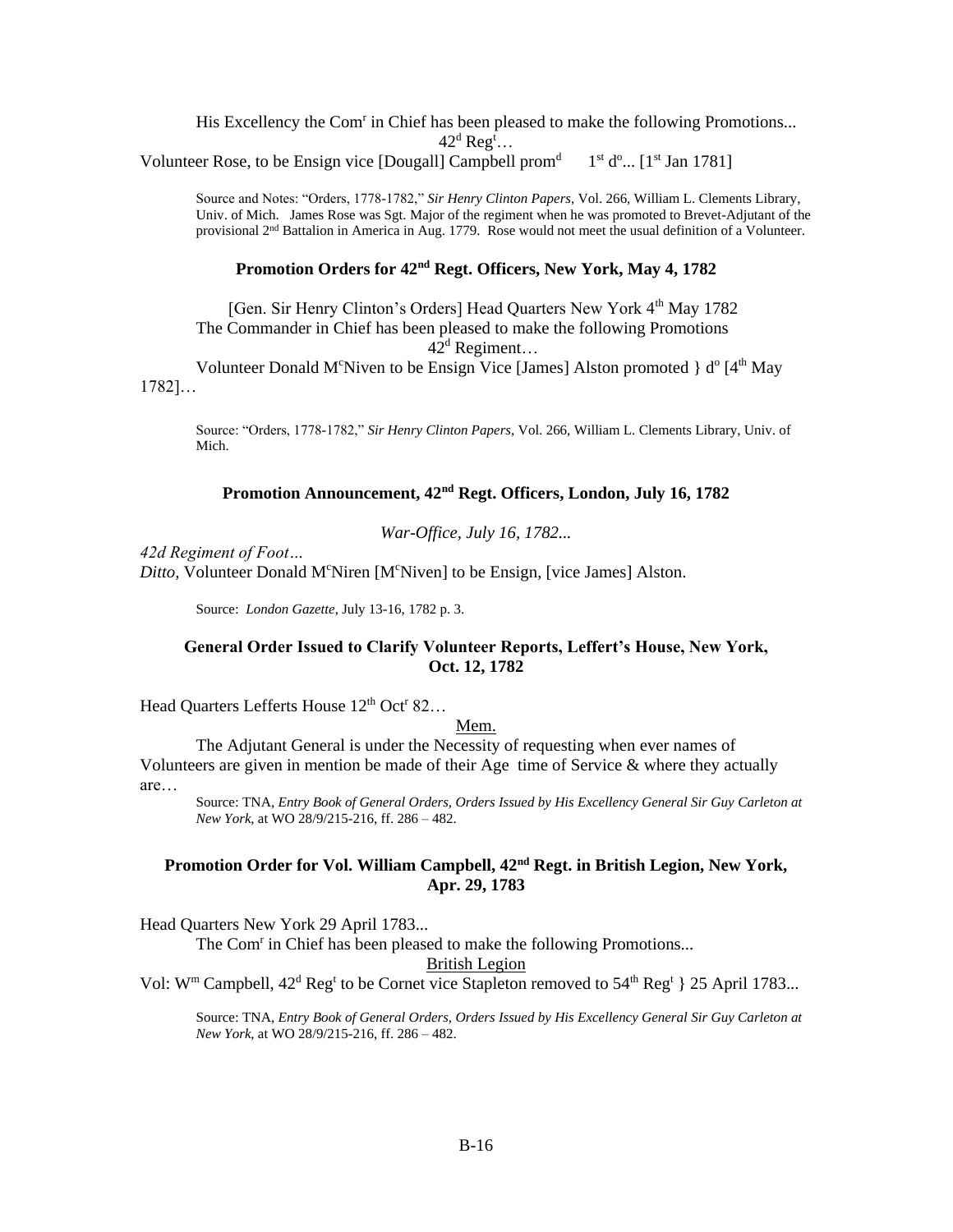His Excellency the Com[r] in Chief has been pleased to make the following Promotions...

42[d] Reg[t]…

Volunteer Rose, to be Ensign vice [Dougall] Campbell prom[d] 1[st] d[o]... [1[st] Jan 1781]

Source and Notes: "Orders, 1778-1782," *Sir Henry Clinton Papers*, Vol. 266, William L. Clements Library, Univ. of Mich. James Rose was Sgt. Major of the regiment when he was promoted to Brevet-Adjutant of the provisional 2[nd] Battalion in America in Aug. 1779. Rose would not meet the usual definition of a Volunteer.

### Promotion Orders for 42[nd] Regt. Officers, New York, May 4, 1782

[Gen. Sir Henry Clinton's Orders] Head Quarters New York 4[th] May 1782

The Commander in Chief has been pleased to make the following Promotions

42[d] Regiment…

Volunteer Donald M[c]Niven to be Ensign Vice [James] Alston promoted } d[o] [4[th] May 1782]…

Source: "Orders, 1778-1782," *Sir Henry Clinton Papers*, Vol. 266, William L. Clements Library, Univ. of Mich.

### Promotion Announcement, 42[nd] Regt. Officers, London, July 16, 1782

*War-Office, July 16, 1782...*

*42d Regiment of Foot…*

*Ditto*, Volunteer Donald M[c]Niren [M[c]Niven] to be Ensign, [vice James] Alston.

Source: *London Gazette*, July 13-16, 1782 p. 3.

### General Order Issued to Clarify Volunteer Reports, Leffert's House, New York, Oct. 12, 1782

Head Quarters Lefferts House 12[th] Oct[r] 82…

Mem.

The Adjutant General is under the Necessity of requesting when ever names of Volunteers are given in mention be made of their Age time of Service & where they actually are…

Source: TNA, *Entry Book of General Orders, Orders Issued by His Excellency General Sir Guy Carleton at New York*, at WO 28/9/215-216, ff. 286 – 482.

### Promotion Order for Vol. William Campbell, 42[nd] Regt. in British Legion, New York, Apr. 29, 1783

Head Quarters New York 29 April 1783...

The Com[r] in Chief has been pleased to make the following Promotions...

British Legion

Vol: W[m] Campbell, 42[d] Reg[t] to be Cornet vice Stapleton removed to 54[th] Reg[t] } 25 April 1783...

Source: TNA, *Entry Book of General Orders, Orders Issued by His Excellency General Sir Guy Carleton at New York*, at WO 28/9/215-216, ff. 286 – 482.